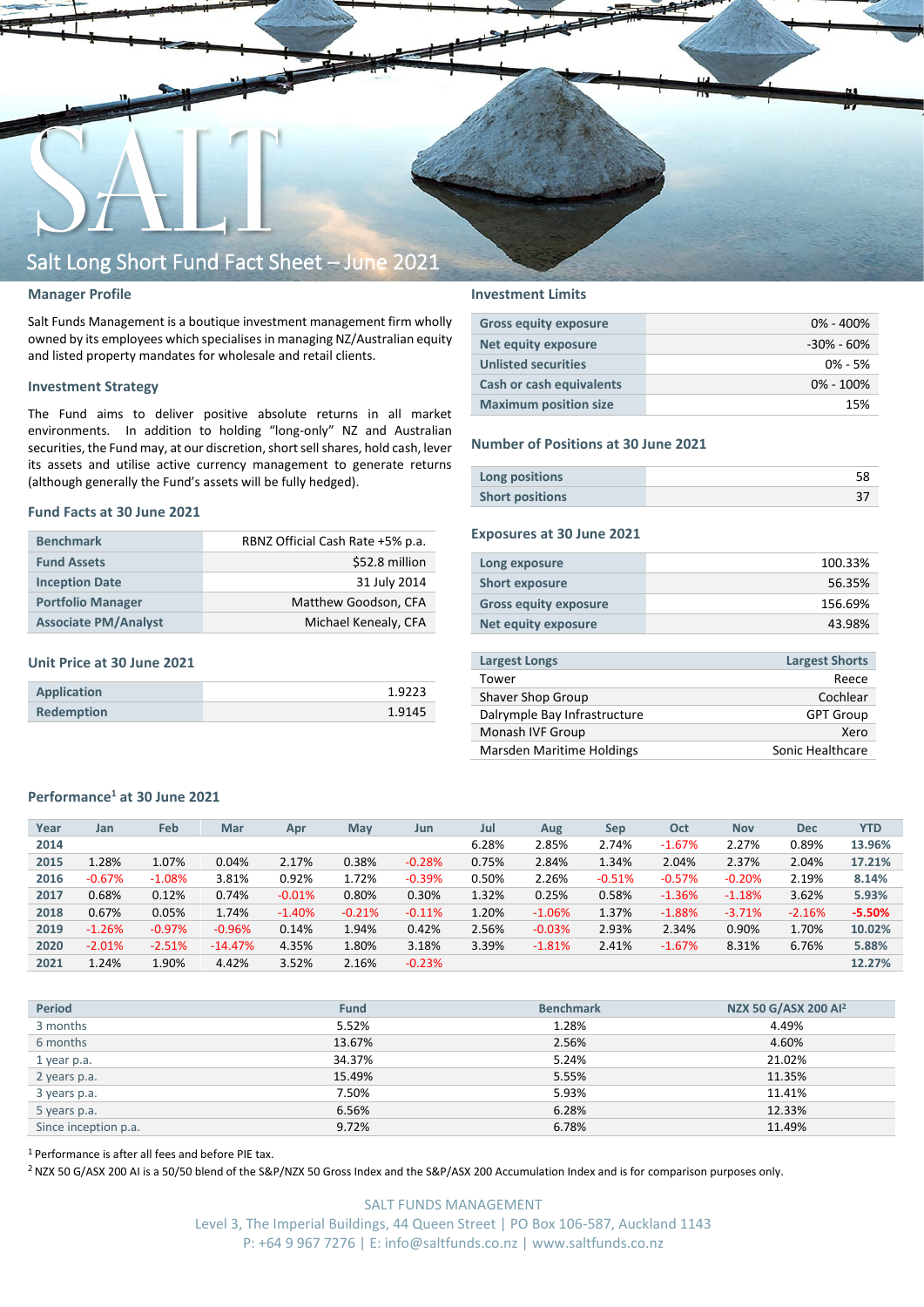# Salt Long Short Fund Fact Sheet – June 2021

## Manager Profile

Salt Funds Management is a boutique investment management firm wholly owned by its employees which specialises in managing NZ/Australian equity and listed property mandates for wholesale and retail clients.

## Investment Strategy

The Fund aims to deliver positive absolute returns in all market environments. In addition to holding "long-only" NZ and Australian securities, the Fund may, at our discretion, short sell shares, hold cash, lever its assets and utilise active currency management to generate returns (although generally the Fund's assets will be fully hedged).

## Fund Facts at 30 June 2021

| | |
|---|---|
| Benchmark | RBNZ Official Cash Rate +5% p.a. |
| Fund Assets | $52.8 million |
| Inception Date | 31 July 2014 |
| Portfolio Manager | Matthew Goodson, CFA |
| Associate PM/Analyst | Michael Kenealy, CFA |

## Unit Price at 30 June 2021

| | |
|---|---|
| Application | 1.9223 |
| Redemption | 1.9145 |

## Investment Limits

| | |
|---|---|
| Gross equity exposure | 0% - 400% |
| Net equity exposure | -30% - 60% |
| Unlisted securities | 0% - 5% |
| Cash or cash equivalents | 0% - 100% |
| Maximum position size | 15% |

## Number of Positions at 30 June 2021

| | |
|---|---|
| Long positions | 58 |
| Short positions | 37 |

## Exposures at 30 June 2021

| | |
|---|---|
| Long exposure | 100.33% |
| Short exposure | 56.35% |
| Gross equity exposure | 156.69% |
| Net equity exposure | 43.98% |

| Largest Longs | Largest Shorts |
|---|---|
| Tower | Reece |
| Shaver Shop Group | Cochlear |
| Dalrymple Bay Infrastructure | GPT Group |
| Monash IVF Group | Xero |
| Marsden Maritime Holdings | Sonic Healthcare |

## Performance[1] at 30 June 2021

| Year | Jan | Feb | Mar | Apr | May | Jun | Jul | Aug | Sep | Oct | Nov | Dec | YTD |
|---|---|---|---|---|---|---|---|---|---|---|---|---|---|
| 2014 | | | | | | | 6.28% | 2.85% | 2.74% | -1.67% | 2.27% | 0.89% | 13.96% |
| 2015 | 1.28% | 1.07% | 0.04% | 2.17% | 0.38% | -0.28% | 0.75% | 2.84% | 1.34% | 2.04% | 2.37% | 2.04% | 17.21% |
| 2016 | -0.67% | -1.08% | 3.81% | 0.92% | 1.72% | -0.39% | 0.50% | 2.26% | -0.51% | -0.57% | -0.20% | 2.19% | 8.14% |
| 2017 | 0.68% | 0.12% | 0.74% | -0.01% | 0.80% | 0.30% | 1.32% | 0.25% | 0.58% | -1.36% | -1.18% | 3.62% | 5.93% |
| 2018 | 0.67% | 0.05% | 1.74% | -1.40% | -0.21% | -0.11% | 1.20% | -1.06% | 1.37% | -1.88% | -3.71% | -2.16% | -5.50% |
| 2019 | -1.26% | -0.97% | -0.96% | 0.14% | 1.94% | 0.42% | 2.56% | -0.03% | 2.93% | 2.34% | 0.90% | 1.70% | 10.02% |
| 2020 | -2.01% | -2.51% | -14.47% | 4.35% | 1.80% | 3.18% | 3.39% | -1.81% | 2.41% | -1.67% | 8.31% | 6.76% | 5.88% |
| 2021 | 1.24% | 1.90% | 4.42% | 3.52% | 2.16% | -0.23% | | | | | | | 12.27% |

| Period | Fund | Benchmark | NZX 50 G/ASX 200 AI[2] |
|---|---|---|---|
| 3 months | 5.52% | 1.28% | 4.49% |
| 6 months | 13.67% | 2.56% | 4.60% |
| 1 year p.a. | 34.37% | 5.24% | 21.02% |
| 2 years p.a. | 15.49% | 5.55% | 11.35% |
| 3 years p.a. | 7.50% | 5.93% | 11.41% |
| 5 years p.a. | 6.56% | 6.28% | 12.33% |
| Since inception p.a. | 9.72% | 6.78% | 11.49% |

[1] Performance is after all fees and before PIE tax.

[2] NZX 50 G/ASX 200 AI is a 50/50 blend of the S&P/NZX 50 Gross Index and the S&P/ASX 200 Accumulation Index and is for comparison purposes only.

SALT FUNDS MANAGEMENT
Level 3, The Imperial Buildings, 44 Queen Street | PO Box 106-587, Auckland 1143
P: +64 9 967 7276 | E: info@saltfunds.co.nz | www.saltfunds.co.nz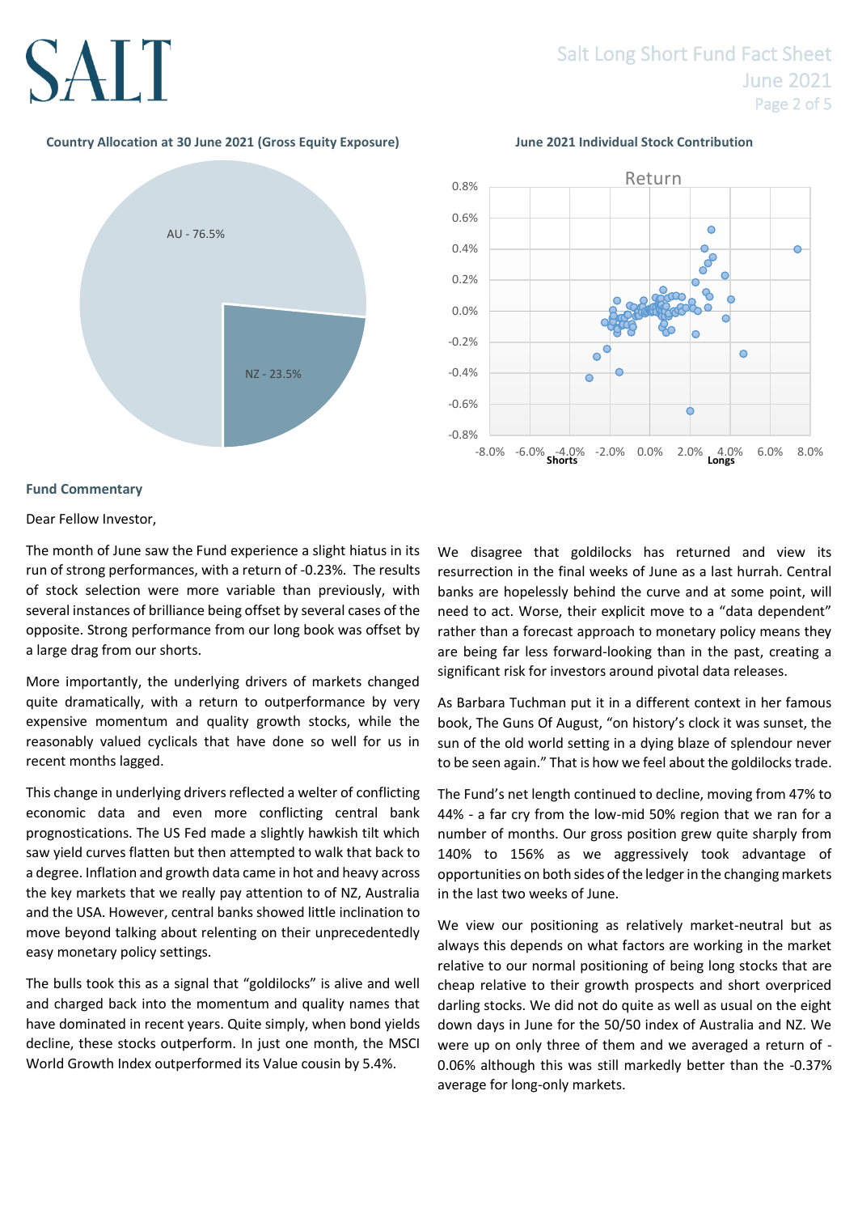**Country Allocation at 30 June 2021 (Gross Equity Exposure)**

AU - 76.5%

NZ - 23.5%

**June 2021 Individual Stock Contribution**

## Fund Commentary

Dear Fellow Investor,

The month of June saw the Fund experience a slight hiatus in its run of strong performances, with a return of -0.23%. The results of stock selection were more variable than previously, with several instances of brilliance being offset by several cases of the opposite. Strong performance from our long book was offset by a large drag from our shorts.

More importantly, the underlying drivers of markets changed quite dramatically, with a return to outperformance by very expensive momentum and quality growth stocks, while the reasonably valued cyclicals that have done so well for us in recent months lagged.

This change in underlying drivers reflected a welter of conflicting economic data and even more conflicting central bank prognostications. The US Fed made a slightly hawkish tilt which saw yield curves flatten but then attempted to walk that back to a degree. Inflation and growth data came in hot and heavy across the key markets that we really pay attention to of NZ, Australia and the USA. However, central banks showed little inclination to move beyond talking about relenting on their unprecedentedly easy monetary policy settings.

The bulls took this as a signal that "goldilocks" is alive and well and charged back into the momentum and quality names that have dominated in recent years. Quite simply, when bond yields decline, these stocks outperform. In just one month, the MSCI World Growth Index outperformed its Value cousin by 5.4%.

We disagree that goldilocks has returned and view its resurrection in the final weeks of June as a last hurrah. Central banks are hopelessly behind the curve and at some point, will need to act. Worse, their explicit move to a "data dependent" rather than a forecast approach to monetary policy means they are being far less forward-looking than in the past, creating a significant risk for investors around pivotal data releases.

As Barbara Tuchman put it in a different context in her famous book, The Guns Of August, "on history's clock it was sunset, the sun of the old world setting in a dying blaze of splendour never to be seen again." That is how we feel about the goldilocks trade.

The Fund's net length continued to decline, moving from 47% to 44% - a far cry from the low-mid 50% region that we ran for a number of months. Our gross position grew quite sharply from 140% to 156% as we aggressively took advantage of opportunities on both sides of the ledger in the changing markets in the last two weeks of June.

We view our positioning as relatively market-neutral but as always this depends on what factors are working in the market relative to our normal positioning of being long stocks that are cheap relative to their growth prospects and short overpriced darling stocks. We did not do quite as well as usual on the eight down days in June for the 50/50 index of Australia and NZ. We were up on only three of them and we averaged a return of -0.06% although this was still markedly better than the -0.37% average for long-only markets.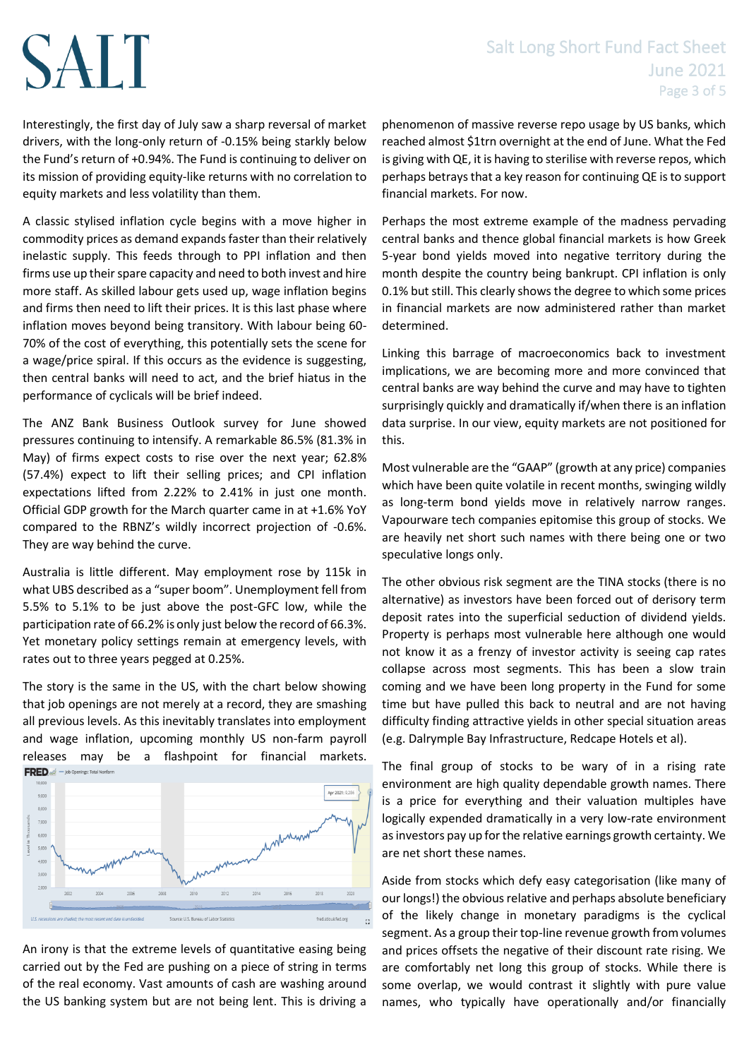Interestingly, the first day of July saw a sharp reversal of market drivers, with the long-only return of -0.15% being starkly below the Fund's return of +0.94%. The Fund is continuing to deliver on its mission of providing equity-like returns with no correlation to equity markets and less volatility than them.

A classic stylised inflation cycle begins with a move higher in commodity prices as demand expands faster than their relatively inelastic supply. This feeds through to PPI inflation and then firms use up their spare capacity and need to both invest and hire more staff. As skilled labour gets used up, wage inflation begins and firms then need to lift their prices. It is this last phase where inflation moves beyond being transitory. With labour being 60-70% of the cost of everything, this potentially sets the scene for a wage/price spiral. If this occurs as the evidence is suggesting, then central banks will need to act, and the brief hiatus in the performance of cyclicals will be brief indeed.

The ANZ Bank Business Outlook survey for June showed pressures continuing to intensify. A remarkable 86.5% (81.3% in May) of firms expect costs to rise over the next year; 62.8% (57.4%) expect to lift their selling prices; and CPI inflation expectations lifted from 2.22% to 2.41% in just one month. Official GDP growth for the March quarter came in at +1.6% YoY compared to the RBNZ's wildly incorrect projection of -0.6%. They are way behind the curve.

Australia is little different. May employment rose by 115k in what UBS described as a "super boom". Unemployment fell from 5.5% to 5.1% to be just above the post-GFC low, while the participation rate of 66.2% is only just below the record of 66.3%. Yet monetary policy settings remain at emergency levels, with rates out to three years pegged at 0.25%.

The story is the same in the US, with the chart below showing that job openings are not merely at a record, they are smashing all previous levels. As this inevitably translates into employment and wage inflation, upcoming monthly US non-farm payroll releases may be a flashpoint for financial markets.

An irony is that the extreme levels of quantitative easing being carried out by the Fed are pushing on a piece of string in terms of the real economy. Vast amounts of cash are washing around the US banking system but are not being lent. This is driving a phenomenon of massive reverse repo usage by US banks, which reached almost $1trn overnight at the end of June. What the Fed is giving with QE, it is having to sterilise with reverse repos, which perhaps betrays that a key reason for continuing QE is to support financial markets. For now.

Perhaps the most extreme example of the madness pervading central banks and thence global financial markets is how Greek 5-year bond yields moved into negative territory during the month despite the country being bankrupt. CPI inflation is only 0.1% but still. This clearly shows the degree to which some prices in financial markets are now administered rather than market determined.

Linking this barrage of macroeconomics back to investment implications, we are becoming more and more convinced that central banks are way behind the curve and may have to tighten surprisingly quickly and dramatically if/when there is an inflation data surprise. In our view, equity markets are not positioned for this.

Most vulnerable are the "GAAP" (growth at any price) companies which have been quite volatile in recent months, swinging wildly as long-term bond yields move in relatively narrow ranges. Vapourware tech companies epitomise this group of stocks. We are heavily net short such names with there being one or two speculative longs only.

The other obvious risk segment are the TINA stocks (there is no alternative) as investors have been forced out of derisory term deposit rates into the superficial seduction of dividend yields. Property is perhaps most vulnerable here although one would not know it as a frenzy of investor activity is seeing cap rates collapse across most segments. This has been a slow train coming and we have been long property in the Fund for some time but have pulled this back to neutral and are not having difficulty finding attractive yields in other special situation areas (e.g. Dalrymple Bay Infrastructure, Redcape Hotels et al).

The final group of stocks to be wary of in a rising rate environment are high quality dependable growth names. There is a price for everything and their valuation multiples have logically expended dramatically in a very low-rate environment as investors pay up for the relative earnings growth certainty. We are net short these names.

Aside from stocks which defy easy categorisation (like many of our longs!) the obvious relative and perhaps absolute beneficiary of the likely change in monetary paradigms is the cyclical segment. As a group their top-line revenue growth from volumes and prices offsets the negative of their discount rate rising. We are comfortably net long this group of stocks. While there is some overlap, we would contrast it slightly with pure value names, who typically have operationally and/or financially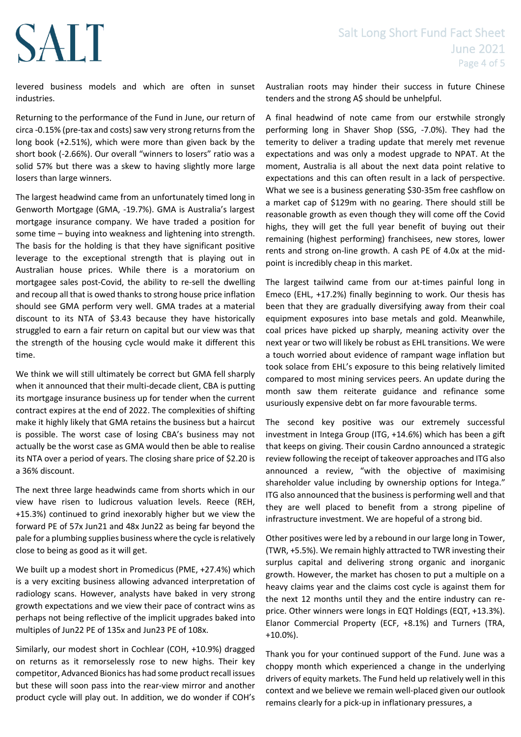levered business models and which are often in sunset industries.

Returning to the performance of the Fund in June, our return of circa -0.15% (pre-tax and costs) saw very strong returns from the long book (+2.51%), which were more than given back by the short book (-2.66%). Our overall "winners to losers" ratio was a solid 57% but there was a skew to having slightly more large losers than large winners.

The largest headwind came from an unfortunately timed long in Genworth Mortgage (GMA, -19.7%). GMA is Australia's largest mortgage insurance company. We have traded a position for some time – buying into weakness and lightening into strength. The basis for the holding is that they have significant positive leverage to the exceptional strength that is playing out in Australian house prices. While there is a moratorium on mortgagee sales post-Covid, the ability to re-sell the dwelling and recoup all that is owed thanks to strong house price inflation should see GMA perform very well. GMA trades at a material discount to its NTA of $3.43 because they have historically struggled to earn a fair return on capital but our view was that the strength of the housing cycle would make it different this time.

We think we will still ultimately be correct but GMA fell sharply when it announced that their multi-decade client, CBA is putting its mortgage insurance business up for tender when the current contract expires at the end of 2022. The complexities of shifting make it highly likely that GMA retains the business but a haircut is possible. The worst case of losing CBA's business may not actually be the worst case as GMA would then be able to realise its NTA over a period of years. The closing share price of $2.20 is a 36% discount.

The next three large headwinds came from shorts which in our view have risen to ludicrous valuation levels. Reece (REH, +15.3%) continued to grind inexorably higher but we view the forward PE of 57x Jun21 and 48x Jun22 as being far beyond the pale for a plumbing supplies business where the cycle is relatively close to being as good as it will get.

We built up a modest short in Promedicus (PME, +27.4%) which is a very exciting business allowing advanced interpretation of radiology scans. However, analysts have baked in very strong growth expectations and we view their pace of contract wins as perhaps not being reflective of the implicit upgrades baked into multiples of Jun22 PE of 135x and Jun23 PE of 108x.

Similarly, our modest short in Cochlear (COH, +10.9%) dragged on returns as it remorselessly rose to new highs. Their key competitor, Advanced Bionics has had some product recall issues but these will soon pass into the rear-view mirror and another product cycle will play out. In addition, we do wonder if COH's Australian roots may hinder their success in future Chinese tenders and the strong A$ should be unhelpful.

A final headwind of note came from our erstwhile strongly performing long in Shaver Shop (SSG, -7.0%). They had the temerity to deliver a trading update that merely met revenue expectations and was only a modest upgrade to NPAT. At the moment, Australia is all about the next data point relative to expectations and this can often result in a lack of perspective. What we see is a business generating $30-35m free cashflow on a market cap of $129m with no gearing. There should still be reasonable growth as even though they will come off the Covid highs, they will get the full year benefit of buying out their remaining (highest performing) franchisees, new stores, lower rents and strong on-line growth. A cash PE of 4.0x at the mid-point is incredibly cheap in this market.

The largest tailwind came from our at-times painful long in Emeco (EHL, +17.2%) finally beginning to work. Our thesis has been that they are gradually diversifying away from their coal equipment exposures into base metals and gold. Meanwhile, coal prices have picked up sharply, meaning activity over the next year or two will likely be robust as EHL transitions. We were a touch worried about evidence of rampant wage inflation but took solace from EHL's exposure to this being relatively limited compared to most mining services peers. An update during the month saw them reiterate guidance and refinance some usuriously expensive debt on far more favourable terms.

The second key positive was our extremely successful investment in Intega Group (ITG, +14.6%) which has been a gift that keeps on giving. Their cousin Cardno announced a strategic review following the receipt of takeover approaches and ITG also announced a review, "with the objective of maximising shareholder value including by ownership options for Intega." ITG also announced that the business is performing well and that they are well placed to benefit from a strong pipeline of infrastructure investment. We are hopeful of a strong bid.

Other positives were led by a rebound in our large long in Tower, (TWR, +5.5%). We remain highly attracted to TWR investing their surplus capital and delivering strong organic and inorganic growth. However, the market has chosen to put a multiple on a heavy claims year and the claims cost cycle is against them for the next 12 months until they and the entire industry can re-price. Other winners were longs in EQT Holdings (EQT, +13.3%). Elanor Commercial Property (ECF, +8.1%) and Turners (TRA, +10.0%).

Thank you for your continued support of the Fund. June was a choppy month which experienced a change in the underlying drivers of equity markets. The Fund held up relatively well in this context and we believe we remain well-placed given our outlook remains clearly for a pick-up in inflationary pressures, a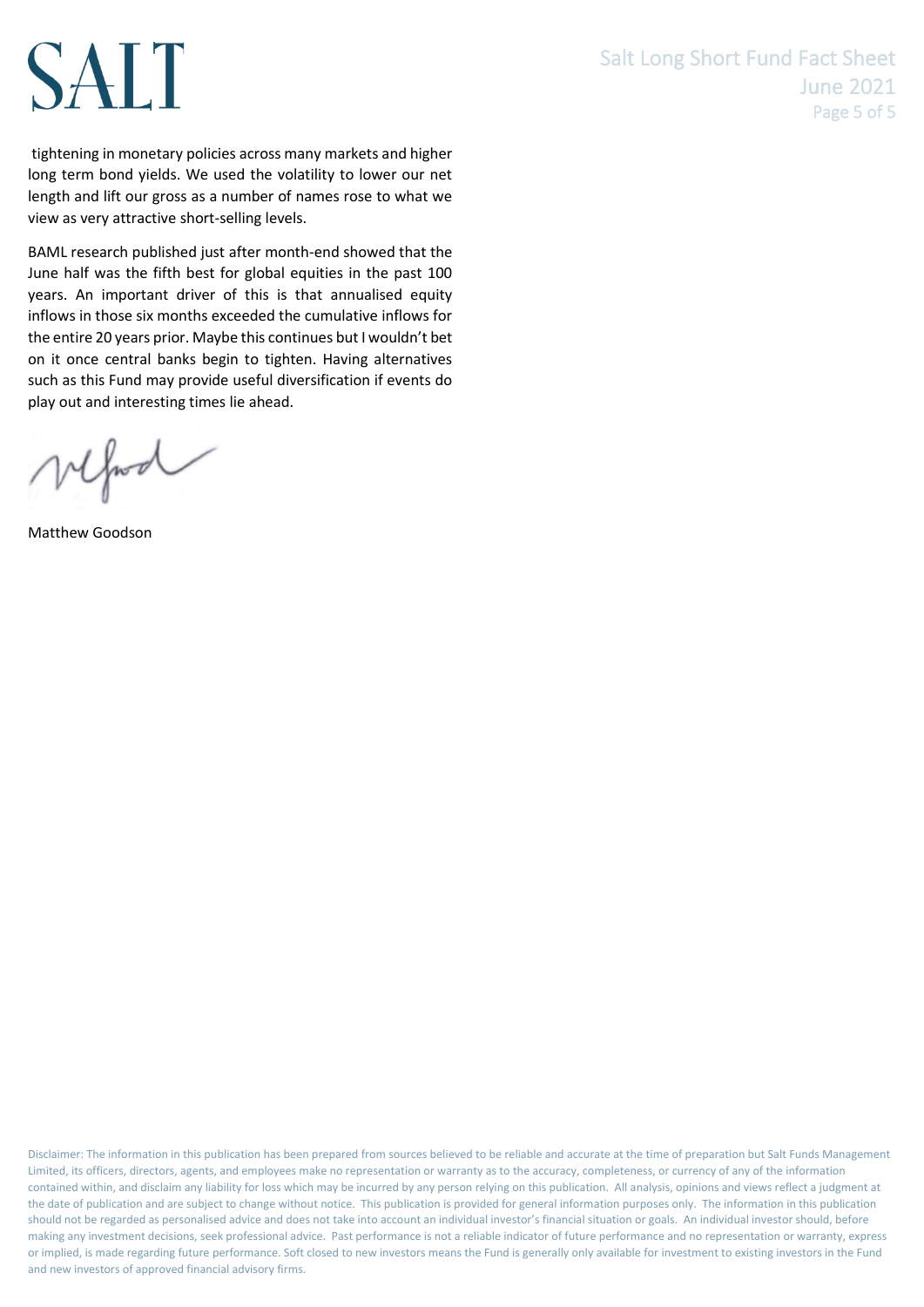tightening in monetary policies across many markets and higher long term bond yields. We used the volatility to lower our net length and lift our gross as a number of names rose to what we view as very attractive short-selling levels.

BAML research published just after month-end showed that the June half was the fifth best for global equities in the past 100 years. An important driver of this is that annualised equity inflows in those six months exceeded the cumulative inflows for the entire 20 years prior. Maybe this continues but I wouldn't bet on it once central banks begin to tighten. Having alternatives such as this Fund may provide useful diversification if events do play out and interesting times lie ahead.

Matthew Goodson

Disclaimer: The information in this publication has been prepared from sources believed to be reliable and accurate at the time of preparation but Salt Funds Management Limited, its officers, directors, agents, and employees make no representation or warranty as to the accuracy, completeness, or currency of any of the information contained within, and disclaim any liability for loss which may be incurred by any person relying on this publication. All analysis, opinions and views reflect a judgment at the date of publication and are subject to change without notice. This publication is provided for general information purposes only. The information in this publication should not be regarded as personalised advice and does not take into account an individual investor's financial situation or goals. An individual investor should, before making any investment decisions, seek professional advice. Past performance is not a reliable indicator of future performance and no representation or warranty, express or implied, is made regarding future performance. Soft closed to new investors means the Fund is generally only available for investment to existing investors in the Fund and new investors of approved financial advisory firms.